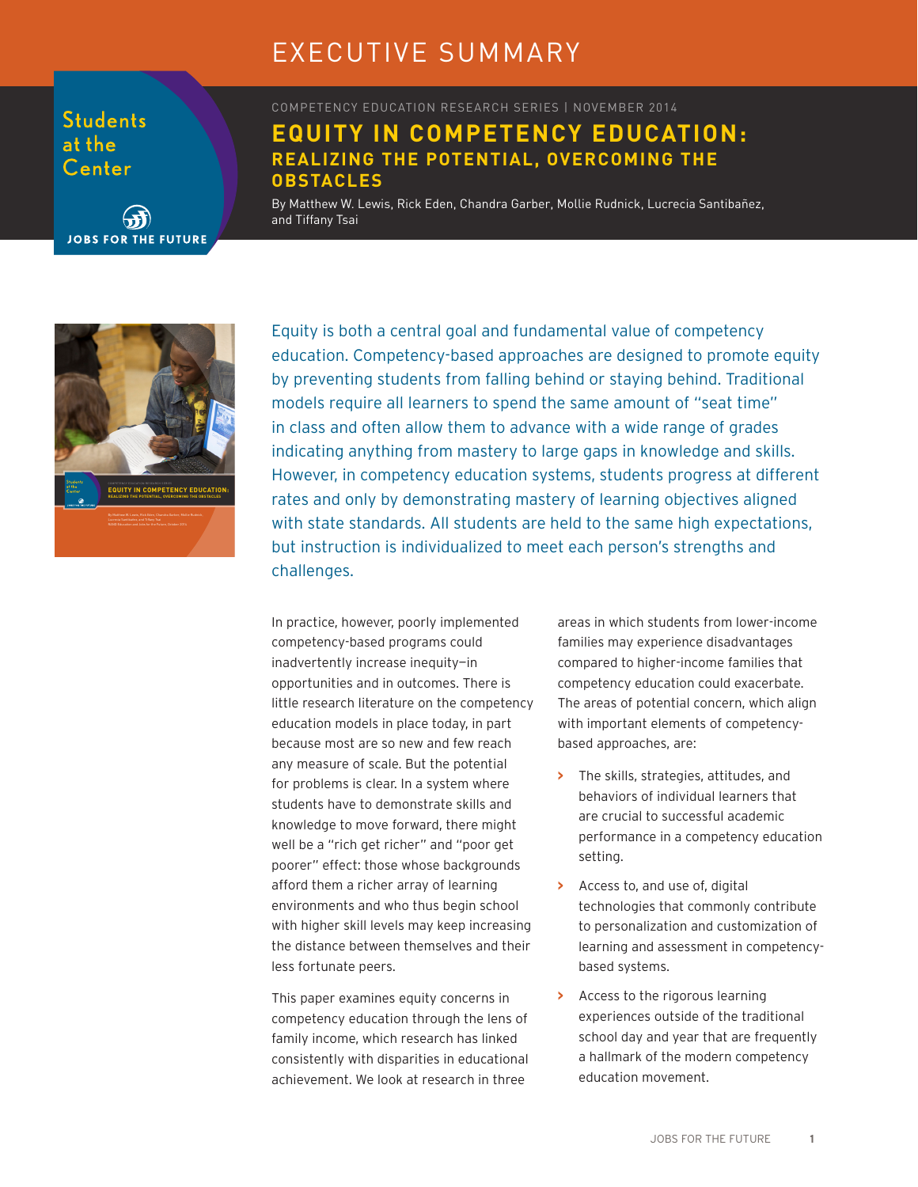# EXECUTIVE SUMMARY

Students at the Center

JOBS FOR THE FUTURE

COMPETENCY EDUCATION RESEARCH SERIES | NOVEMBER 2014

## EQUITY IN COMPETENCY EDUCATION: REALIZING THE POTENTIAL, OVERCOMING THE OBSTACLES

By Matthew W. Lewis, Rick Eden, Chandra Garber, Mollie Rudnick, Lucrecia Santibañez, and Tiffany Tsai

Equity is both a central goal and fundamental value of competency education. Competency-based approaches are designed to promote equity by preventing students from falling behind or staying behind. Traditional models require all learners to spend the same amount of "seat time" in class and often allow them to advance with a wide range of grades indicating anything from mastery to large gaps in knowledge and skills. However, in competency education systems, students progress at different rates and only by demonstrating mastery of learning objectives aligned with state standards. All students are held to the same high expectations, but instruction is individualized to meet each person's strengths and challenges.

In practice, however, poorly implemented competency-based programs could inadvertently increase inequity—in opportunities and in outcomes. There is little research literature on the competency education models in place today, in part because most are so new and few reach any measure of scale. But the potential for problems is clear. In a system where students have to demonstrate skills and knowledge to move forward, there might well be a "rich get richer" and "poor get poorer" effect: those whose backgrounds afford them a richer array of learning environments and who thus begin school with higher skill levels may keep increasing the distance between themselves and their less fortunate peers.

This paper examines equity concerns in competency education through the lens of family income, which research has linked consistently with disparities in educational achievement. We look at research in three areas in which students from lower-income families may experience disadvantages compared to higher-income families that competency education could exacerbate. The areas of potential concern, which align with important elements of competency-based approaches, are:

- The skills, strategies, attitudes, and behaviors of individual learners that are crucial to successful academic performance in a competency education setting.
- Access to, and use of, digital technologies that commonly contribute to personalization and customization of learning and assessment in competency-based systems.
- Access to the rigorous learning experiences outside of the traditional school day and year that are frequently a hallmark of the modern competency education movement.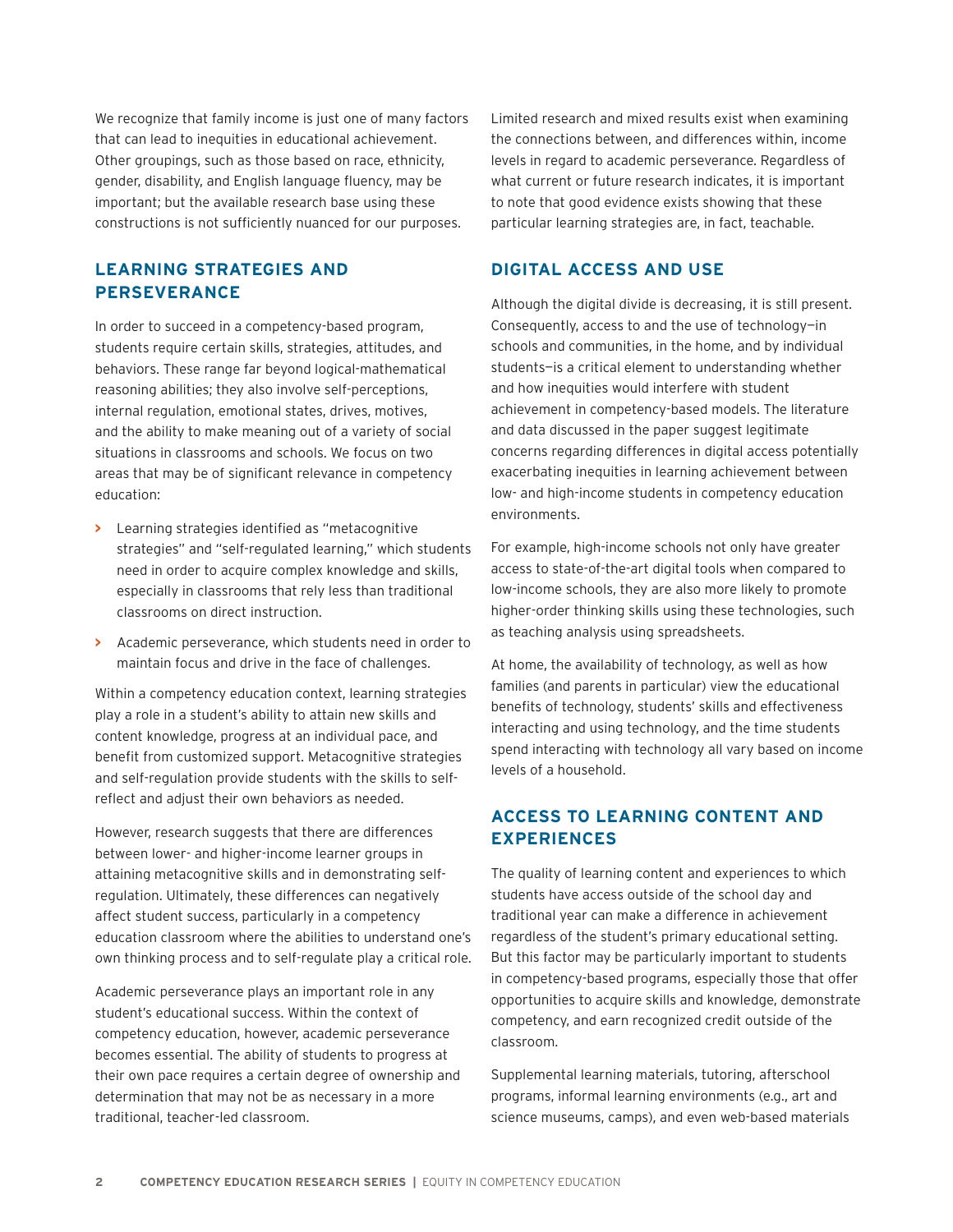We recognize that family income is just one of many factors that can lead to inequities in educational achievement. Other groupings, such as those based on race, ethnicity, gender, disability, and English language fluency, may be important; but the available research base using these constructions is not sufficiently nuanced for our purposes.

## LEARNING STRATEGIES AND PERSEVERANCE

In order to succeed in a competency-based program, students require certain skills, strategies, attitudes, and behaviors. These range far beyond logical-mathematical reasoning abilities; they also involve self-perceptions, internal regulation, emotional states, drives, motives, and the ability to make meaning out of a variety of social situations in classrooms and schools. We focus on two areas that may be of significant relevance in competency education:

- Learning strategies identified as "metacognitive strategies" and "self-regulated learning," which students need in order to acquire complex knowledge and skills, especially in classrooms that rely less than traditional classrooms on direct instruction.
- Academic perseverance, which students need in order to maintain focus and drive in the face of challenges.

Within a competency education context, learning strategies play a role in a student's ability to attain new skills and content knowledge, progress at an individual pace, and benefit from customized support. Metacognitive strategies and self-regulation provide students with the skills to self-reflect and adjust their own behaviors as needed.

However, research suggests that there are differences between lower- and higher-income learner groups in attaining metacognitive skills and in demonstrating self-regulation. Ultimately, these differences can negatively affect student success, particularly in a competency education classroom where the abilities to understand one's own thinking process and to self-regulate play a critical role.

Academic perseverance plays an important role in any student's educational success. Within the context of competency education, however, academic perseverance becomes essential. The ability of students to progress at their own pace requires a certain degree of ownership and determination that may not be as necessary in a more traditional, teacher-led classroom.

Limited research and mixed results exist when examining the connections between, and differences within, income levels in regard to academic perseverance. Regardless of what current or future research indicates, it is important to note that good evidence exists showing that these particular learning strategies are, in fact, teachable.

## DIGITAL ACCESS AND USE

Although the digital divide is decreasing, it is still present. Consequently, access to and the use of technology—in schools and communities, in the home, and by individual students—is a critical element to understanding whether and how inequities would interfere with student achievement in competency-based models. The literature and data discussed in the paper suggest legitimate concerns regarding differences in digital access potentially exacerbating inequities in learning achievement between low- and high-income students in competency education environments.

For example, high-income schools not only have greater access to state-of-the-art digital tools when compared to low-income schools, they are also more likely to promote higher-order thinking skills using these technologies, such as teaching analysis using spreadsheets.

At home, the availability of technology, as well as how families (and parents in particular) view the educational benefits of technology, students' skills and effectiveness interacting and using technology, and the time students spend interacting with technology all vary based on income levels of a household.

## ACCESS TO LEARNING CONTENT AND EXPERIENCES

The quality of learning content and experiences to which students have access outside of the school day and traditional year can make a difference in achievement regardless of the student's primary educational setting. But this factor may be particularly important to students in competency-based programs, especially those that offer opportunities to acquire skills and knowledge, demonstrate competency, and earn recognized credit outside of the classroom.

Supplemental learning materials, tutoring, afterschool programs, informal learning environments (e.g., art and science museums, camps), and even web-based materials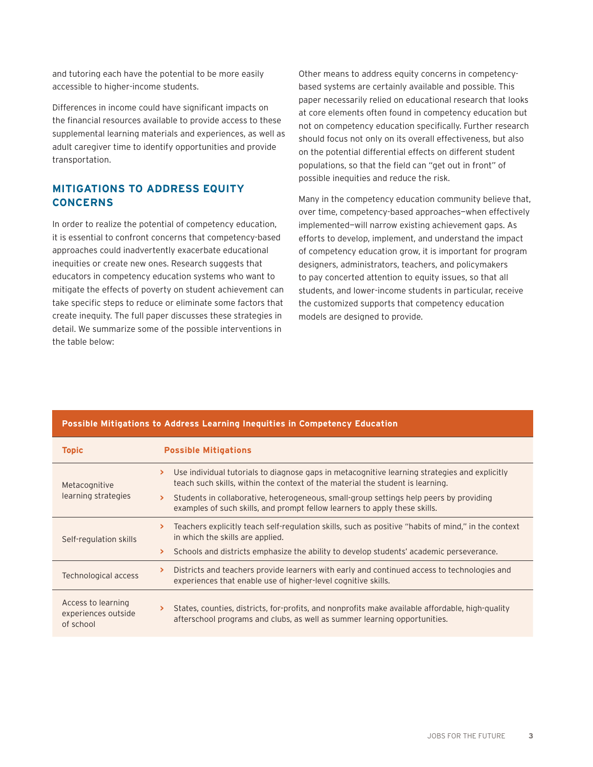and tutoring each have the potential to be more easily accessible to higher-income students.

Differences in income could have significant impacts on the financial resources available to provide access to these supplemental learning materials and experiences, as well as adult caregiver time to identify opportunities and provide transportation.

## MITIGATIONS TO ADDRESS EQUITY CONCERNS

In order to realize the potential of competency education, it is essential to confront concerns that competency-based approaches could inadvertently exacerbate educational inequities or create new ones. Research suggests that educators in competency education systems who want to mitigate the effects of poverty on student achievement can take specific steps to reduce or eliminate some factors that create inequity. The full paper discusses these strategies in detail. We summarize some of the possible interventions in the table below:

Other means to address equity concerns in competency-based systems are certainly available and possible. This paper necessarily relied on educational research that looks at core elements often found in competency education but not on competency education specifically. Further research should focus not only on its overall effectiveness, but also on the potential differential effects on different student populations, so that the field can "get out in front" of possible inequities and reduce the risk.

Many in the competency education community believe that, over time, competency-based approaches—when effectively implemented—will narrow existing achievement gaps. As efforts to develop, implement, and understand the impact of competency education grow, it is important for program designers, administrators, teachers, and policymakers to pay concerted attention to equity issues, so that all students, and lower-income students in particular, receive the customized supports that competency education models are designed to provide.

**Possible Mitigations to Address Learning Inequities in Competency Education**

| Topic | Possible Mitigations |
|---|---|
| Metacognitive learning strategies | › Use individual tutorials to diagnose gaps in metacognitive learning strategies and explicitly teach such skills, within the context of the material the student is learning.<br>› Students in collaborative, heterogeneous, small-group settings help peers by providing examples of such skills, and prompt fellow learners to apply these skills. |
| Self-regulation skills | › Teachers explicitly teach self-regulation skills, such as positive "habits of mind," in the context in which the skills are applied.<br>› Schools and districts emphasize the ability to develop students' academic perseverance. |
| Technological access | › Districts and teachers provide learners with early and continued access to technologies and experiences that enable use of higher-level cognitive skills. |
| Access to learning experiences outside of school | › States, counties, districts, for-profits, and nonprofits make available affordable, high-quality afterschool programs and clubs, as well as summer learning opportunities. |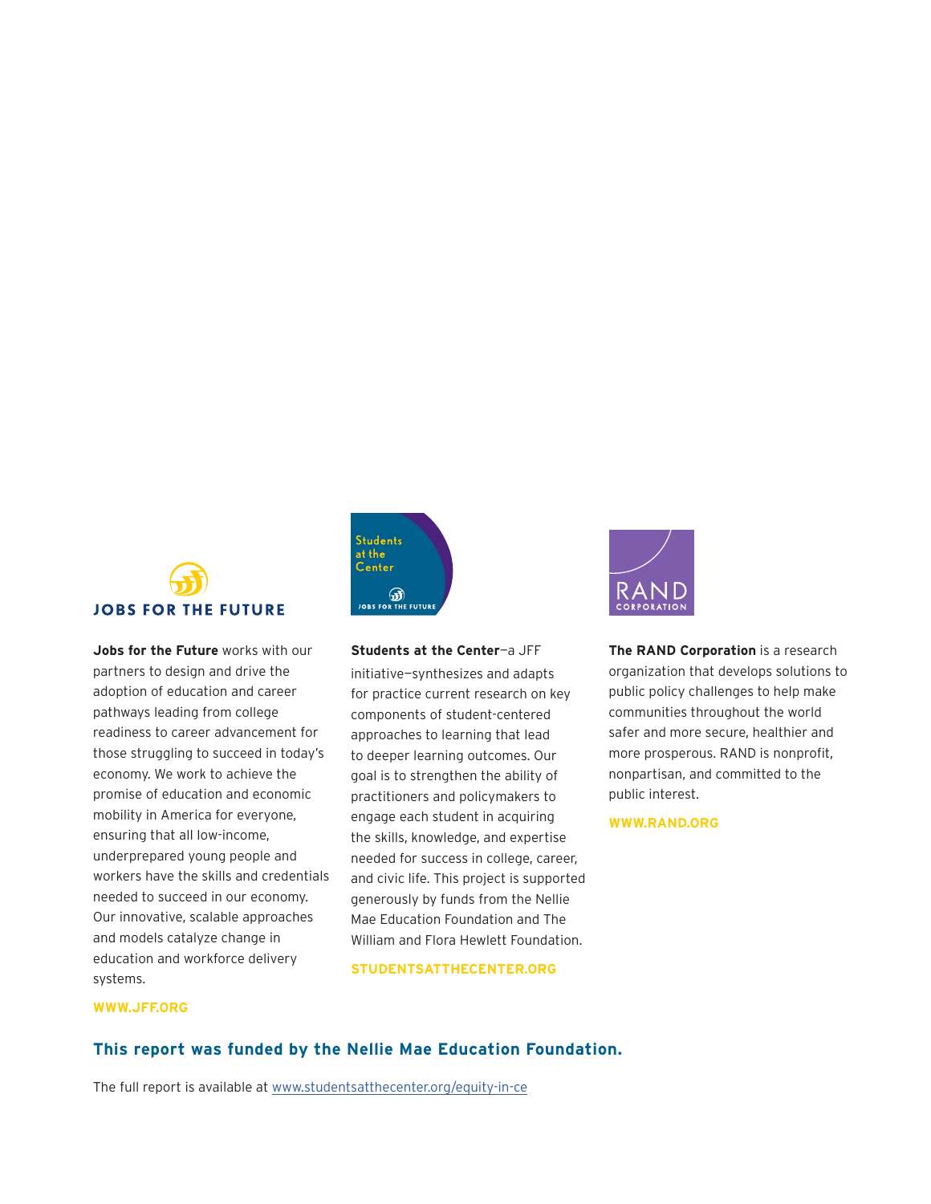**Jobs for the Future** works with our partners to design and drive the adoption of education and career pathways leading from college readiness to career advancement for those struggling to succeed in today's economy. We work to achieve the promise of education and economic mobility in America for everyone, ensuring that all low-income, underprepared young people and workers have the skills and credentials needed to succeed in our economy. Our innovative, scalable approaches and models catalyze change in education and workforce delivery systems.

**WWW.JFF.ORG**

**Students at the Center**—a JFF initiative—synthesizes and adapts for practice current research on key components of student-centered approaches to learning that lead to deeper learning outcomes. Our goal is to strengthen the ability of practitioners and policymakers to engage each student in acquiring the skills, knowledge, and expertise needed for success in college, career, and civic life. This project is supported generously by funds from the Nellie Mae Education Foundation and The William and Flora Hewlett Foundation.

**STUDENTSATTHECENTER.ORG**

**The RAND Corporation** is a research organization that develops solutions to public policy challenges to help make communities throughout the world safer and more secure, healthier and more prosperous. RAND is nonprofit, nonpartisan, and committed to the public interest.

**WWW.RAND.ORG**

**This report was funded by the Nellie Mae Education Foundation.**

The full report is available at www.studentsatthecenter.org/equity-in-ce